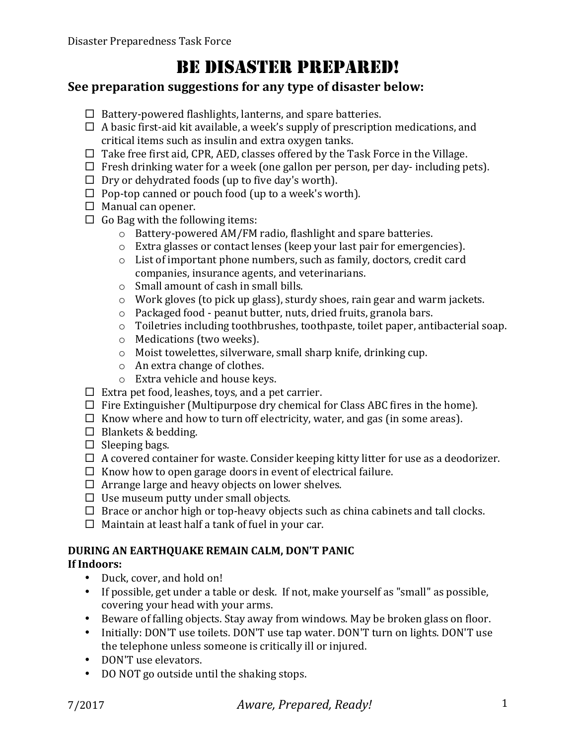# Be Disaster Prepared!

## See preparation suggestions for any type of disaster below:

- ☐ Battery-powered flashlights, lanterns, and spare batteries.
- ☐ A basic first-aid kit available, a week's supply of prescription medications, and critical items such as insulin and extra oxygen tanks.
- ☐ Take free first aid, CPR, AED, classes offered by the Task Force in the Village.
- ☐ Fresh drinking water for a week (one gallon per person, per day- including pets).
- ☐ Dry or dehydrated foods (up to five day's worth).
- ☐ Pop-top canned or pouch food (up to a week's worth).
- ☐ Manual can opener.
- ☐ Go Bag with the following items:
    - Battery-powered AM/FM radio, flashlight and spare batteries.
    - Extra glasses or contact lenses (keep your last pair for emergencies).
    - List of important phone numbers, such as family, doctors, credit card companies, insurance agents, and veterinarians.
    - Small amount of cash in small bills.
    - Work gloves (to pick up glass), sturdy shoes, rain gear and warm jackets.
    - Packaged food - peanut butter, nuts, dried fruits, granola bars.
    - Toiletries including toothbrushes, toothpaste, toilet paper, antibacterial soap.
    - Medications (two weeks).
    - Moist towelettes, silverware, small sharp knife, drinking cup.
    - An extra change of clothes.
    - Extra vehicle and house keys.
- ☐ Extra pet food, leashes, toys, and a pet carrier.
- ☐ Fire Extinguisher (Multipurpose dry chemical for Class ABC fires in the home).
- ☐ Know where and how to turn off electricity, water, and gas (in some areas).
- ☐ Blankets & bedding.
- ☐ Sleeping bags.
- ☐ A covered container for waste. Consider keeping kitty litter for use as a deodorizer.
- ☐ Know how to open garage doors in event of electrical failure.
- ☐ Arrange large and heavy objects on lower shelves.
- ☐ Use museum putty under small objects.
- ☐ Brace or anchor high or top-heavy objects such as china cabinets and tall clocks.
- ☐ Maintain at least half a tank of fuel in your car.

**DURING AN EARTHQUAKE REMAIN CALM, DON'T PANIC**

**If Indoors:**

- Duck, cover, and hold on!
- If possible, get under a table or desk. If not, make yourself as "small" as possible, covering your head with your arms.
- Beware of falling objects. Stay away from windows. May be broken glass on floor.
- Initially: DON'T use toilets. DON'T use tap water. DON'T turn on lights. DON'T use the telephone unless someone is critically ill or injured.
- DON'T use elevators.
- DO NOT go outside until the shaking stops.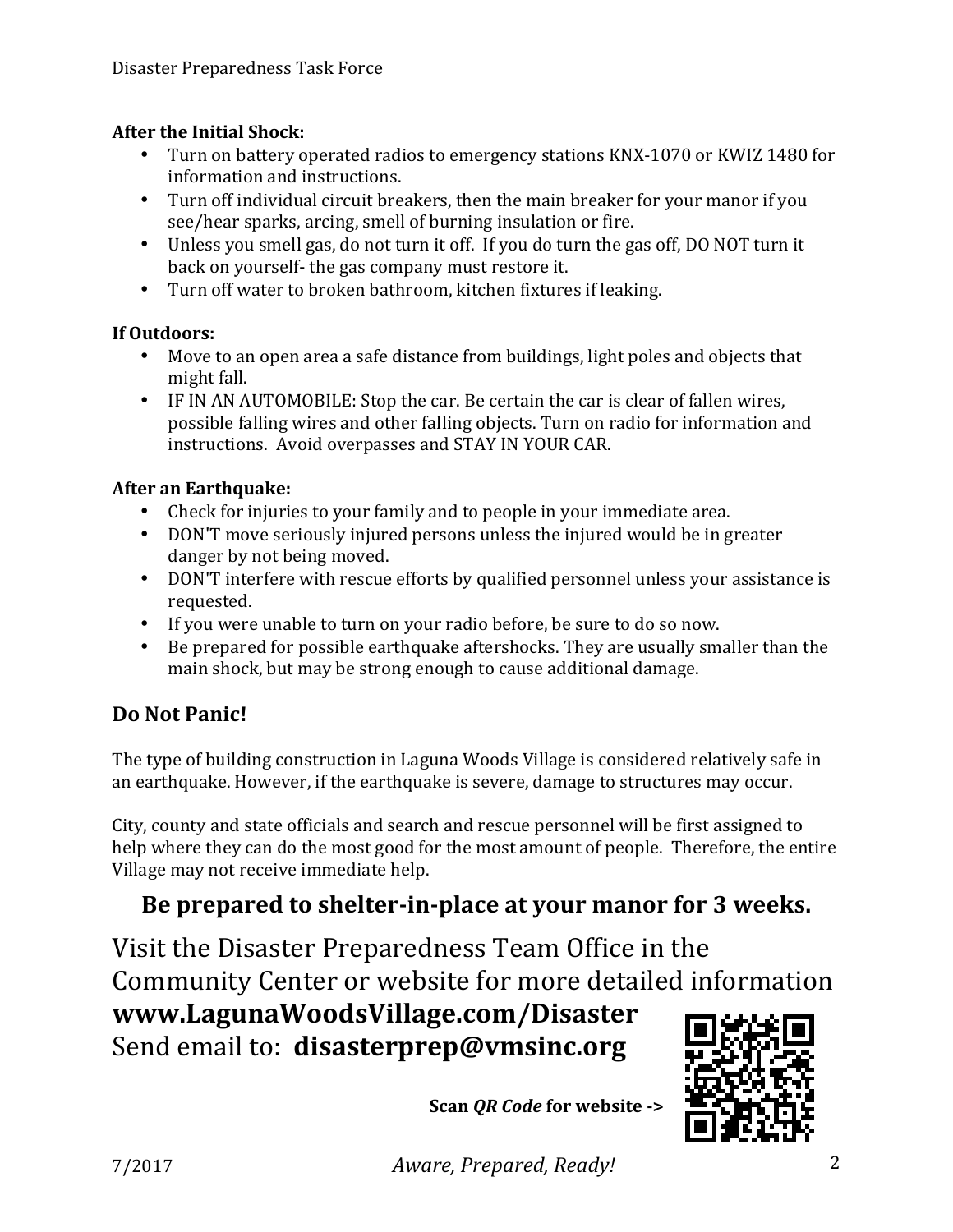**After the Initial Shock:**

- Turn on battery operated radios to emergency stations KNX-1070 or KWIZ 1480 for information and instructions.
- Turn off individual circuit breakers, then the main breaker for your manor if you see/hear sparks, arcing, smell of burning insulation or fire.
- Unless you smell gas, do not turn it off. If you do turn the gas off, DO NOT turn it back on yourself- the gas company must restore it.
- Turn off water to broken bathroom, kitchen fixtures if leaking.

**If Outdoors:**

- Move to an open area a safe distance from buildings, light poles and objects that might fall.
- IF IN AN AUTOMOBILE: Stop the car. Be certain the car is clear of fallen wires, possible falling wires and other falling objects. Turn on radio for information and instructions. Avoid overpasses and STAY IN YOUR CAR.

**After an Earthquake:**

- Check for injuries to your family and to people in your immediate area.
- DON'T move seriously injured persons unless the injured would be in greater danger by not being moved.
- DON'T interfere with rescue efforts by qualified personnel unless your assistance is requested.
- If you were unable to turn on your radio before, be sure to do so now.
- Be prepared for possible earthquake aftershocks. They are usually smaller than the main shock, but may be strong enough to cause additional damage.

## Do Not Panic!

The type of building construction in Laguna Woods Village is considered relatively safe in an earthquake. However, if the earthquake is severe, damage to structures may occur.

City, county and state officials and search and rescue personnel will be first assigned to help where they can do the most good for the most amount of people. Therefore, the entire Village may not receive immediate help.

## Be prepared to shelter-in-place at your manor for 3 weeks.

Visit the Disaster Preparedness Team Office in the Community Center or website for more detailed information
**www.LagunaWoodsVillage.com/Disaster**
Send email to: **disasterprep@vmsinc.org**

**Scan *QR Code* for website ->**

7/2017 *Aware, Prepared, Ready!*